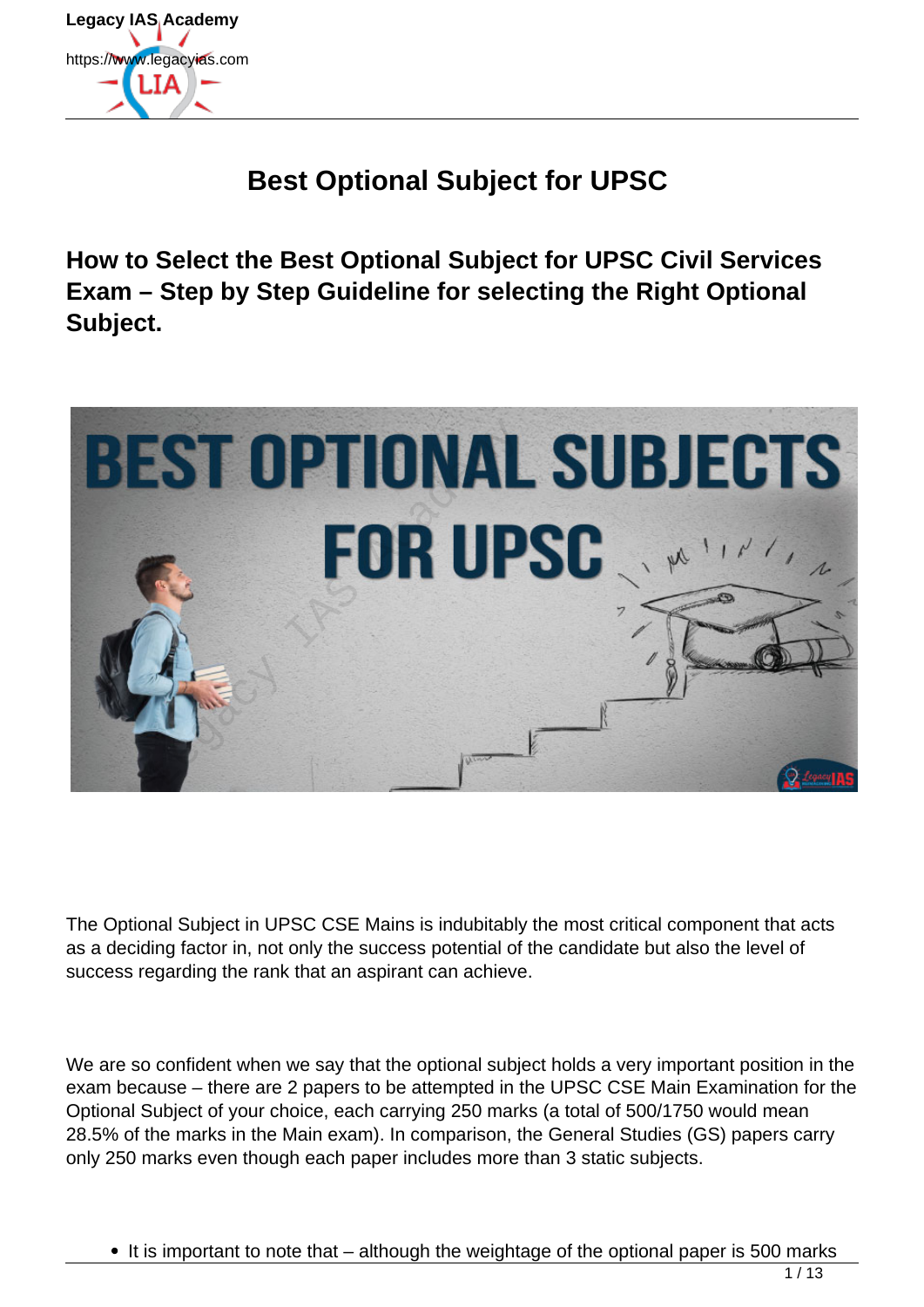# Best Optional Subject for UPSC

## How to Select the Best Optional Subject for UPSC Civil Services Exam – Step by Step Guideline for selecting the Right Optional Subject.

The Optional Subject in UPSC CSE Mains is indubitably the most critical component that acts as a deciding factor in, not only the success potential of the candidate but also the level of success regarding the rank that an aspirant can achieve.

We are so confident when we say that the optional subject holds a very important position in the exam because – there are 2 papers to be attempted in the UPSC CSE Main Examination for the Optional Subject of your choice, each carrying 250 marks (a total of 500/1750 would mean 28.5% of the marks in the Main exam). In comparison, the General Studies (GS) papers carry only 250 marks even though each paper includes more than 3 static subjects.

- It is important to note that – although the weightage of the optional paper is 500 marks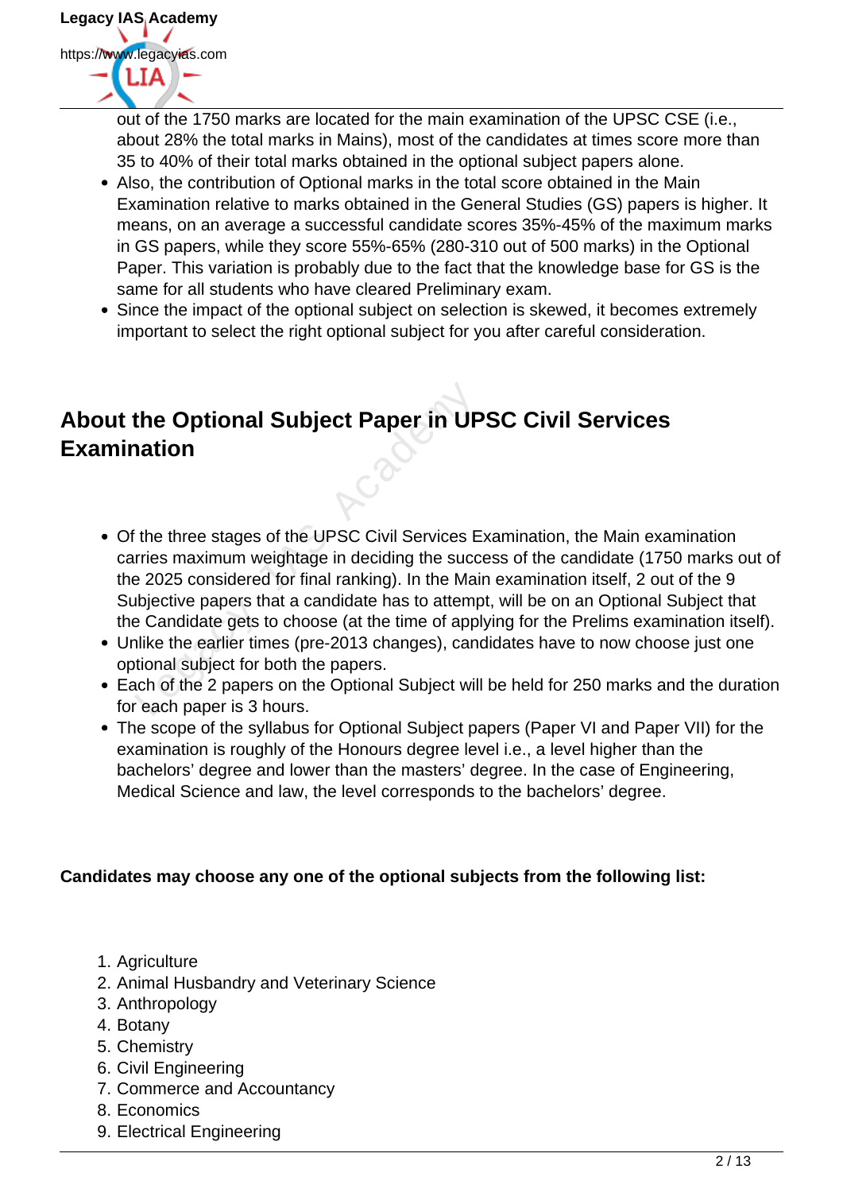out of the 1750 marks are located for the main examination of the UPSC CSE (i.e., about 28% the total marks in Mains), most of the candidates at times score more than 35 to 40% of their total marks obtained in the optional subject papers alone.

- Also, the contribution of Optional marks in the total score obtained in the Main Examination relative to marks obtained in the General Studies (GS) papers is higher. It means, on an average a successful candidate scores 35%-45% of the maximum marks in GS papers, while they score 55%-65% (280-310 out of 500 marks) in the Optional Paper. This variation is probably due to the fact that the knowledge base for GS is the same for all students who have cleared Preliminary exam.
- Since the impact of the optional subject on selection is skewed, it becomes extremely important to select the right optional subject for you after careful consideration.

## About the Optional Subject Paper in UPSC Civil Services Examination

- Of the three stages of the UPSC Civil Services Examination, the Main examination carries maximum weightage in deciding the success of the candidate (1750 marks out of the 2025 considered for final ranking). In the Main examination itself, 2 out of the 9 Subjective papers that a candidate has to attempt, will be on an Optional Subject that the Candidate gets to choose (at the time of applying for the Prelims examination itself).
- Unlike the earlier times (pre-2013 changes), candidates have to now choose just one optional subject for both the papers.
- Each of the 2 papers on the Optional Subject will be held for 250 marks and the duration for each paper is 3 hours.
- The scope of the syllabus for Optional Subject papers (Paper VI and Paper VII) for the examination is roughly of the Honours degree level i.e., a level higher than the bachelors' degree and lower than the masters' degree. In the case of Engineering, Medical Science and law, the level corresponds to the bachelors' degree.

**Candidates may choose any one of the optional subjects from the following list:**

1. Agriculture
2. Animal Husbandry and Veterinary Science
3. Anthropology
4. Botany
5. Chemistry
6. Civil Engineering
7. Commerce and Accountancy
8. Economics
9. Electrical Engineering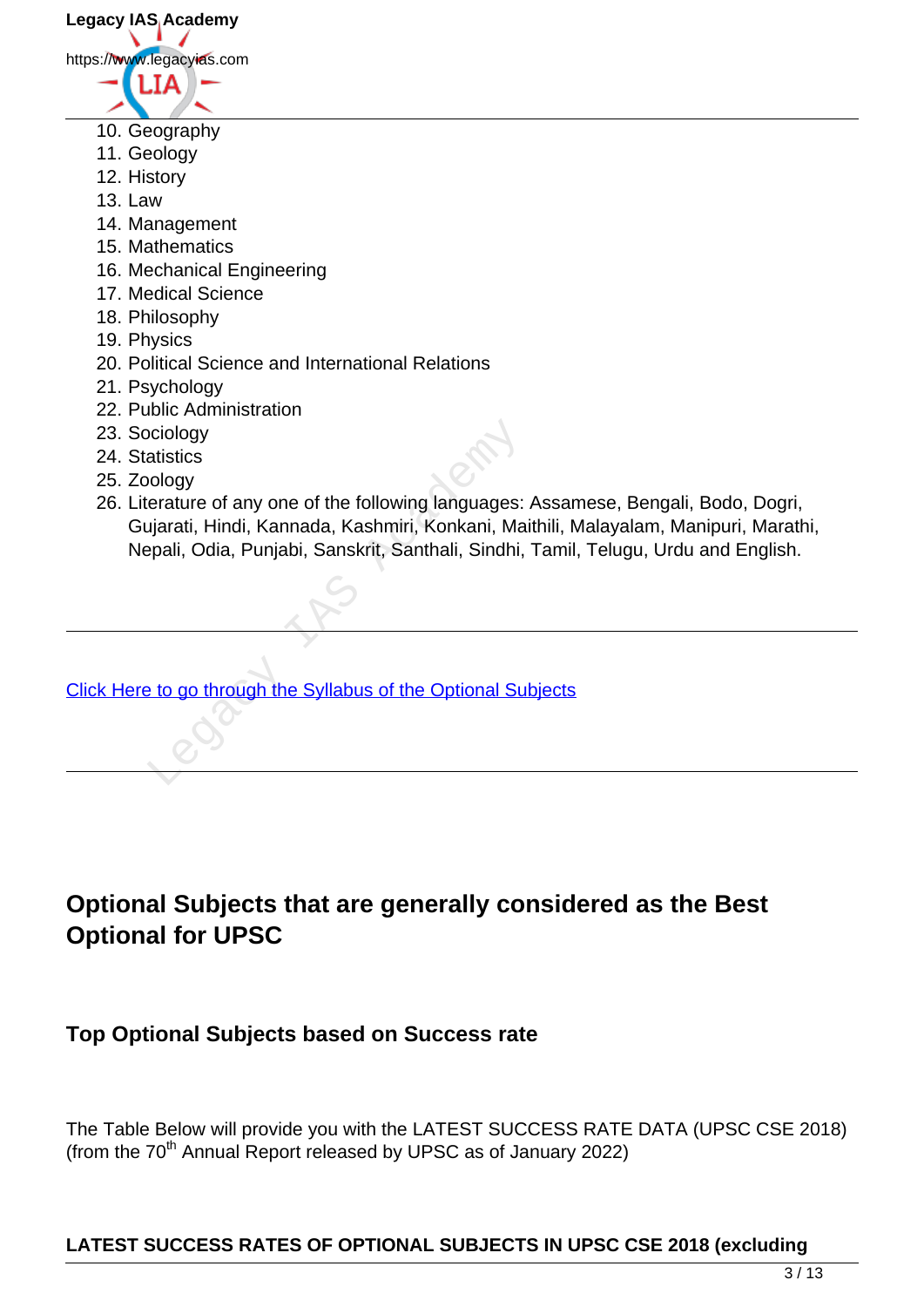10. Geography
11. Geology
12. History
13. Law
14. Management
15. Mathematics
16. Mechanical Engineering
17. Medical Science
18. Philosophy
19. Physics
20. Political Science and International Relations
21. Psychology
22. Public Administration
23. Sociology
24. Statistics
25. Zoology
26. Literature of any one of the following languages: Assamese, Bengali, Bodo, Dogri, Gujarati, Hindi, Kannada, Kashmiri, Konkani, Maithili, Malayalam, Manipuri, Marathi, Nepali, Odia, Punjabi, Sanskrit, Santhali, Sindhi, Tamil, Telugu, Urdu and English.

---

[Click Here to go through the Syllabus of the Optional Subjects]

---

## Optional Subjects that are generally considered as the Best Optional for UPSC

### Top Optional Subjects based on Success rate

The Table Below will provide you with the LATEST SUCCESS RATE DATA (UPSC CSE 2018) (from the 70th Annual Report released by UPSC as of January 2022)

**LATEST SUCCESS RATES OF OPTIONAL SUBJECTS IN UPSC CSE 2018 (excluding**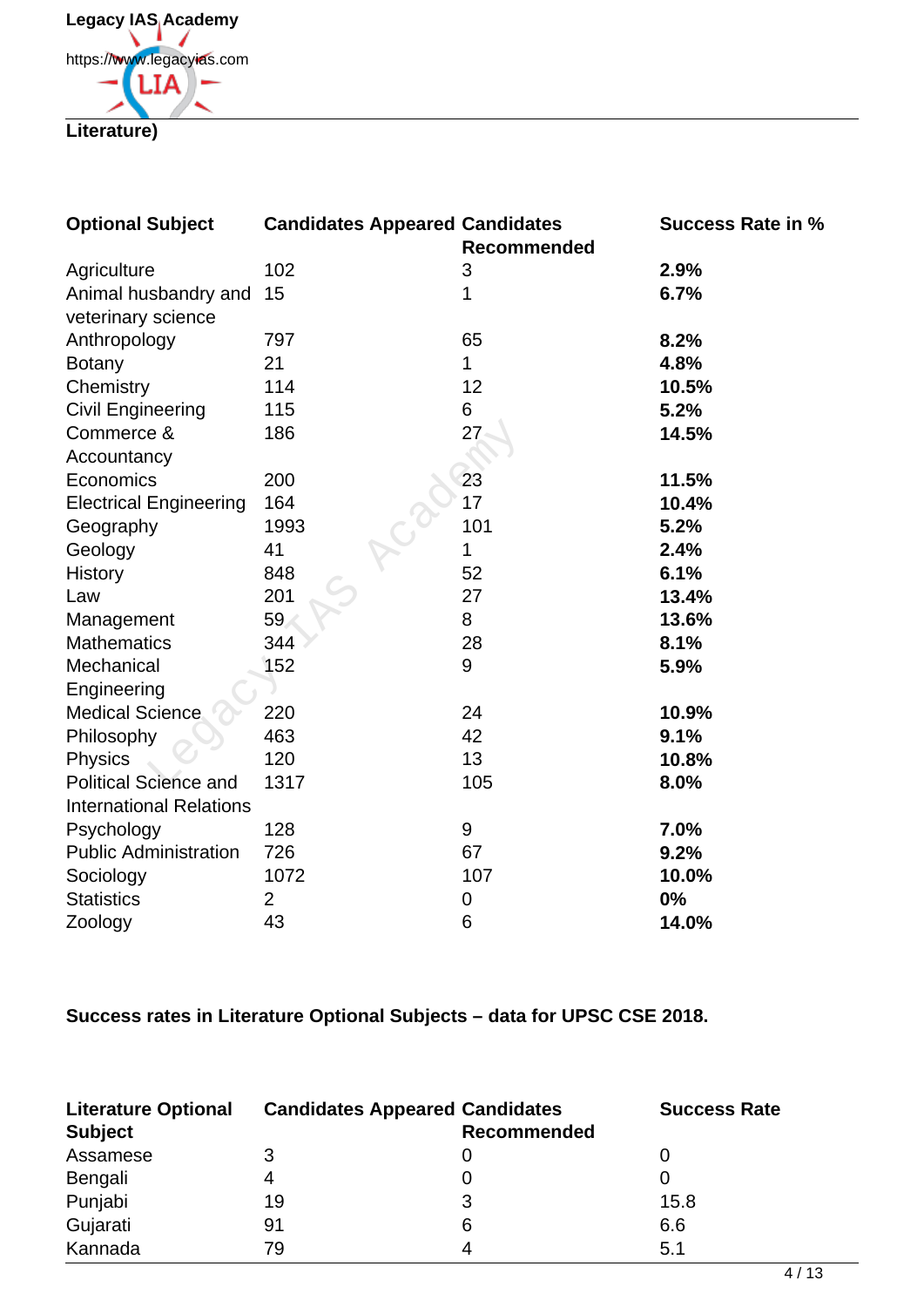Literature)

| Optional Subject | Candidates Appeared | Candidates Recommended | Success Rate in % |
|---|---|---|---|
| Agriculture | 102 | 3 | **2.9%** |
| Animal husbandry and veterinary science | 15 | 1 | **6.7%** |
| Anthropology | 797 | 65 | **8.2%** |
| Botany | 21 | 1 | **4.8%** |
| Chemistry | 114 | 12 | **10.5%** |
| Civil Engineering | 115 | 6 | **5.2%** |
| Commerce & Accountancy | 186 | 27 | **14.5%** |
| Economics | 200 | 23 | **11.5%** |
| Electrical Engineering | 164 | 17 | **10.4%** |
| Geography | 1993 | 101 | **5.2%** |
| Geology | 41 | 1 | **2.4%** |
| History | 848 | 52 | **6.1%** |
| Law | 201 | 27 | **13.4%** |
| Management | 59 | 8 | **13.6%** |
| Mathematics | 344 | 28 | **8.1%** |
| Mechanical Engineering | 152 | 9 | **5.9%** |
| Medical Science | 220 | 24 | **10.9%** |
| Philosophy | 463 | 42 | **9.1%** |
| Physics | 120 | 13 | **10.8%** |
| Political Science and International Relations | 1317 | 105 | **8.0%** |
| Psychology | 128 | 9 | **7.0%** |
| Public Administration | 726 | 67 | **9.2%** |
| Sociology | 1072 | 107 | **10.0%** |
| Statistics | 2 | 0 | **0%** |
| Zoology | 43 | 6 | **14.0%** |

**Success rates in Literature Optional Subjects – data for UPSC CSE 2018.**

| Literature Optional Subject | Candidates Appeared | Candidates Recommended | Success Rate |
|---|---|---|---|
| Assamese | 3 | 0 | 0 |
| Bengali | 4 | 0 | 0 |
| Punjabi | 19 | 3 | 15.8 |
| Gujarati | 91 | 6 | 6.6 |
| Kannada | 79 | 4 | 5.1 |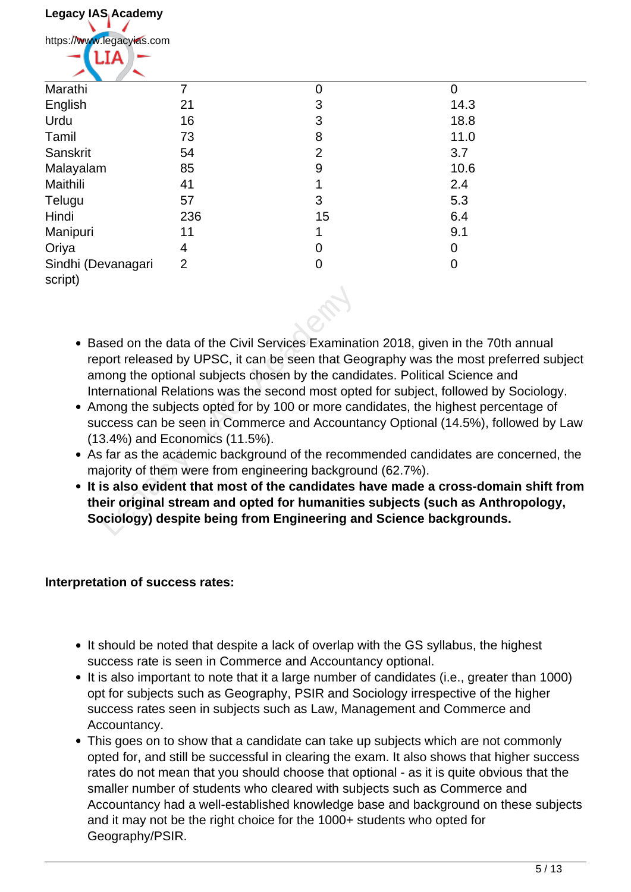| | | | |
|---|---|---|---|
| Marathi | 7 | 0 | 0 |
| English | 21 | 3 | 14.3 |
| Urdu | 16 | 3 | 18.8 |
| Tamil | 73 | 8 | 11.0 |
| Sanskrit | 54 | 2 | 3.7 |
| Malayalam | 85 | 9 | 10.6 |
| Maithili | 41 | 1 | 2.4 |
| Telugu | 57 | 3 | 5.3 |
| Hindi | 236 | 15 | 6.4 |
| Manipuri | 11 | 1 | 9.1 |
| Oriya | 4 | 0 | 0 |
| Sindhi (Devanagari script) | 2 | 0 | 0 |

- Based on the data of the Civil Services Examination 2018, given in the 70th annual report released by UPSC, it can be seen that Geography was the most preferred subject among the optional subjects chosen by the candidates. Political Science and International Relations was the second most opted for subject, followed by Sociology.
- Among the subjects opted for by 100 or more candidates, the highest percentage of success can be seen in Commerce and Accountancy Optional (14.5%), followed by Law (13.4%) and Economics (11.5%).
- As far as the academic background of the recommended candidates are concerned, the majority of them were from engineering background (62.7%).
- **It is also evident that most of the candidates have made a cross-domain shift from their original stream and opted for humanities subjects (such as Anthropology, Sociology) despite being from Engineering and Science backgrounds.**

**Interpretation of success rates:**

- It should be noted that despite a lack of overlap with the GS syllabus, the highest success rate is seen in Commerce and Accountancy optional.
- It is also important to note that it a large number of candidates (i.e., greater than 1000) opt for subjects such as Geography, PSIR and Sociology irrespective of the higher success rates seen in subjects such as Law, Management and Commerce and Accountancy.
- This goes on to show that a candidate can take up subjects which are not commonly opted for, and still be successful in clearing the exam. It also shows that higher success rates do not mean that you should choose that optional - as it is quite obvious that the smaller number of students who cleared with subjects such as Commerce and Accountancy had a well-established knowledge base and background on these subjects and it may not be the right choice for the 1000+ students who opted for Geography/PSIR.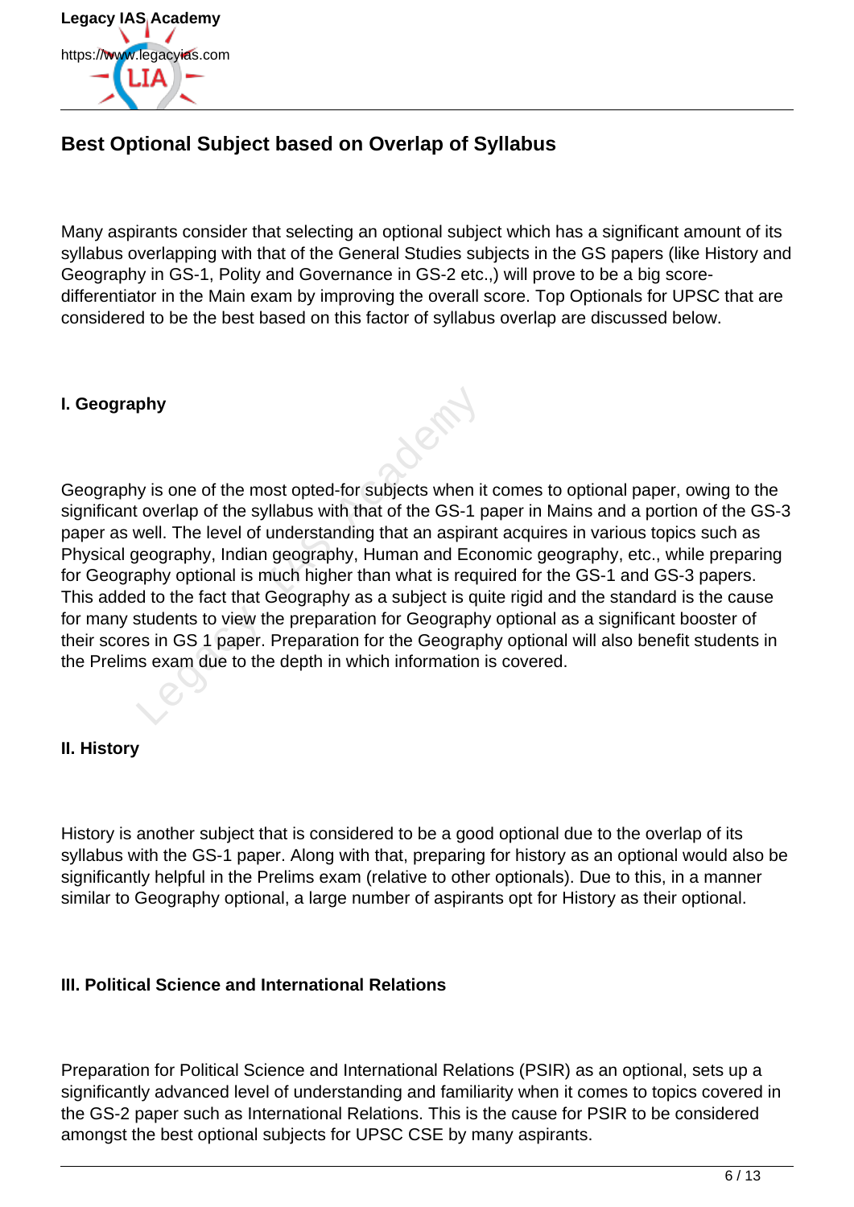## Best Optional Subject based on Overlap of Syllabus

Many aspirants consider that selecting an optional subject which has a significant amount of its syllabus overlapping with that of the General Studies subjects in the GS papers (like History and Geography in GS-1, Polity and Governance in GS-2 etc.,) will prove to be a big score-differentiator in the Main exam by improving the overall score. Top Optionals for UPSC that are considered to be the best based on this factor of syllabus overlap are discussed below.

**I. Geography**

Geography is one of the most opted-for subjects when it comes to optional paper, owing to the significant overlap of the syllabus with that of the GS-1 paper in Mains and a portion of the GS-3 paper as well. The level of understanding that an aspirant acquires in various topics such as Physical geography, Indian geography, Human and Economic geography, etc., while preparing for Geography optional is much higher than what is required for the GS-1 and GS-3 papers. This added to the fact that Geography as a subject is quite rigid and the standard is the cause for many students to view the preparation for Geography optional as a significant booster of their scores in GS 1 paper. Preparation for the Geography optional will also benefit students in the Prelims exam due to the depth in which information is covered.

**II. History**

History is another subject that is considered to be a good optional due to the overlap of its syllabus with the GS-1 paper. Along with that, preparing for history as an optional would also be significantly helpful in the Prelims exam (relative to other optionals). Due to this, in a manner similar to Geography optional, a large number of aspirants opt for History as their optional.

**III. Political Science and International Relations**

Preparation for Political Science and International Relations (PSIR) as an optional, sets up a significantly advanced level of understanding and familiarity when it comes to topics covered in the GS-2 paper such as International Relations. This is the cause for PSIR to be considered amongst the best optional subjects for UPSC CSE by many aspirants.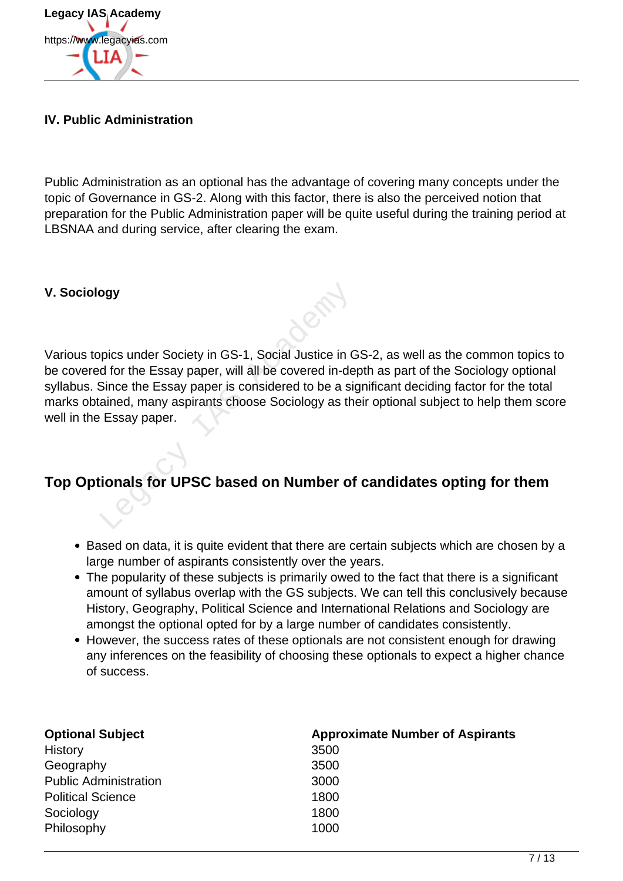### IV. Public Administration

Public Administration as an optional has the advantage of covering many concepts under the topic of Governance in GS-2. Along with this factor, there is also the perceived notion that preparation for the Public Administration paper will be quite useful during the training period at LBSNAA and during service, after clearing the exam.

### V. Sociology

Various topics under Society in GS-1, Social Justice in GS-2, as well as the common topics to be covered for the Essay paper, will all be covered in-depth as part of the Sociology optional syllabus. Since the Essay paper is considered to be a significant deciding factor for the total marks obtained, many aspirants choose Sociology as their optional subject to help them score well in the Essay paper.

## Top Optionals for UPSC based on Number of candidates opting for them

- Based on data, it is quite evident that there are certain subjects which are chosen by a large number of aspirants consistently over the years.
- The popularity of these subjects is primarily owed to the fact that there is a significant amount of syllabus overlap with the GS subjects. We can tell this conclusively because History, Geography, Political Science and International Relations and Sociology are amongst the optional opted for by a large number of candidates consistently.
- However, the success rates of these optionals are not consistent enough for drawing any inferences on the feasibility of choosing these optionals to expect a higher chance of success.

| Optional Subject | Approximate Number of Aspirants |
|---|---|
| History | 3500 |
| Geography | 3500 |
| Public Administration | 3000 |
| Political Science | 1800 |
| Sociology | 1800 |
| Philosophy | 1000 |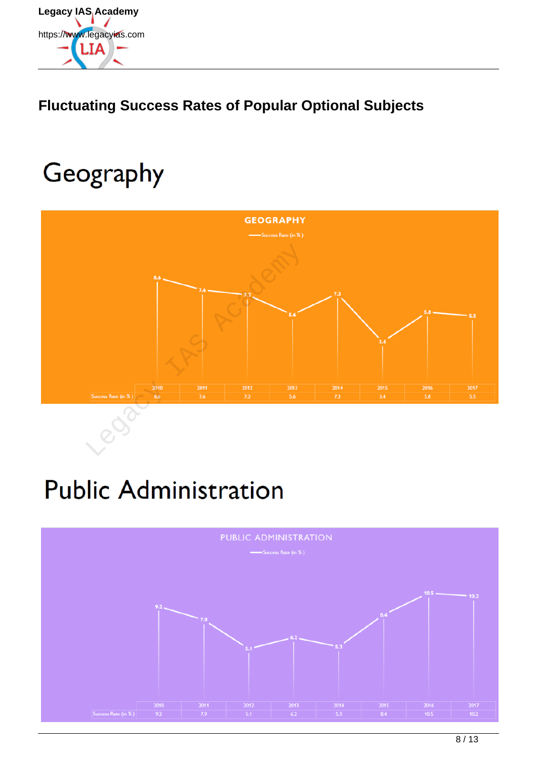## Fluctuating Success Rates of Popular Optional Subjects

# Geography

GEOGRAPHY

Success Rate (in %)

| | 2010 | 2011 | 2012 | 2013 | 2014 | 2015 | 2016 | 2017 |
|---|---|---|---|---|---|---|---|---|
| Success Rate (in %) | 8.6 | 7.6 | 7.2 | 5.6 | 7.3 | 3.4 | 5.8 | 5.5 |

# Public Administration

PUBLIC ADMINISTRATION

Success Rate (in %)

| | 2010 | 2011 | 2012 | 2013 | 2014 | 2015 | 2016 | 2017 |
|---|---|---|---|---|---|---|---|---|
| Success Rate (in %) | 9.2 | 7.9 | 5.1 | 6.2 | 5.3 | 8.4 | 10.5 | 10.2 |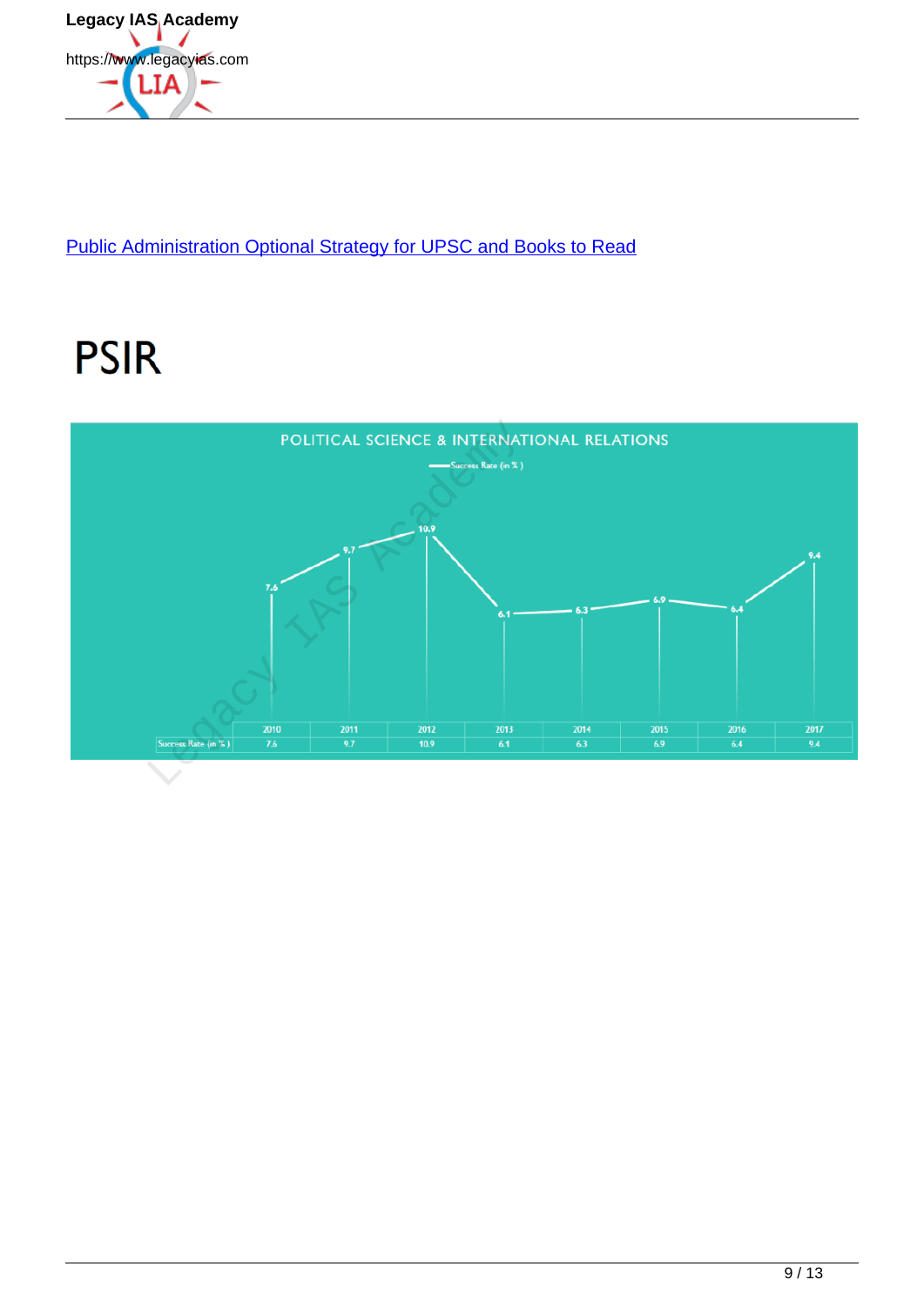[Public Administration Optional Strategy for UPSC and Books to Read]()

# PSIR

POLITICAL SCIENCE & INTERNATIONAL RELATIONS

| | 2010 | 2011 | 2012 | 2013 | 2014 | 2015 | 2016 | 2017 |
|---|---|---|---|---|---|---|---|---|
| Success Rate (in %) | 7.6 | 9.7 | 10.9 | 6.1 | 6.3 | 6.9 | 6.4 | 9.4 |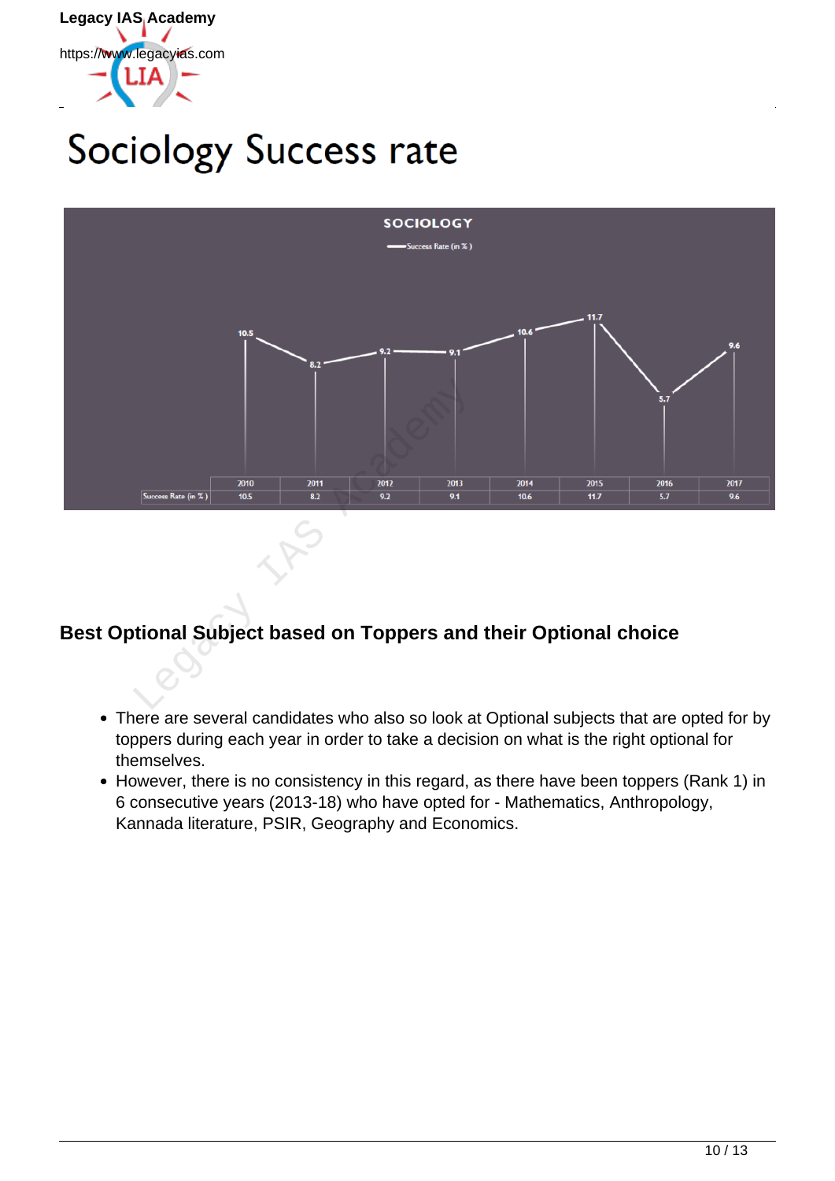# Sociology Success rate

**SOCIOLOGY**

| | 2010 | 2011 | 2012 | 2013 | 2014 | 2015 | 2016 | 2017 |
|---|---|---|---|---|---|---|---|---|
| Success Rate (in %) | 10.5 | 8.2 | 9.2 | 9.1 | 10.6 | 11.7 | 5.7 | 9.6 |

### Best Optional Subject based on Toppers and their Optional choice

- There are several candidates who also so look at Optional subjects that are opted for by toppers during each year in order to take a decision on what is the right optional for themselves.
- However, there is no consistency in this regard, as there have been toppers (Rank 1) in 6 consecutive years (2013-18) who have opted for - Mathematics, Anthropology, Kannada literature, PSIR, Geography and Economics.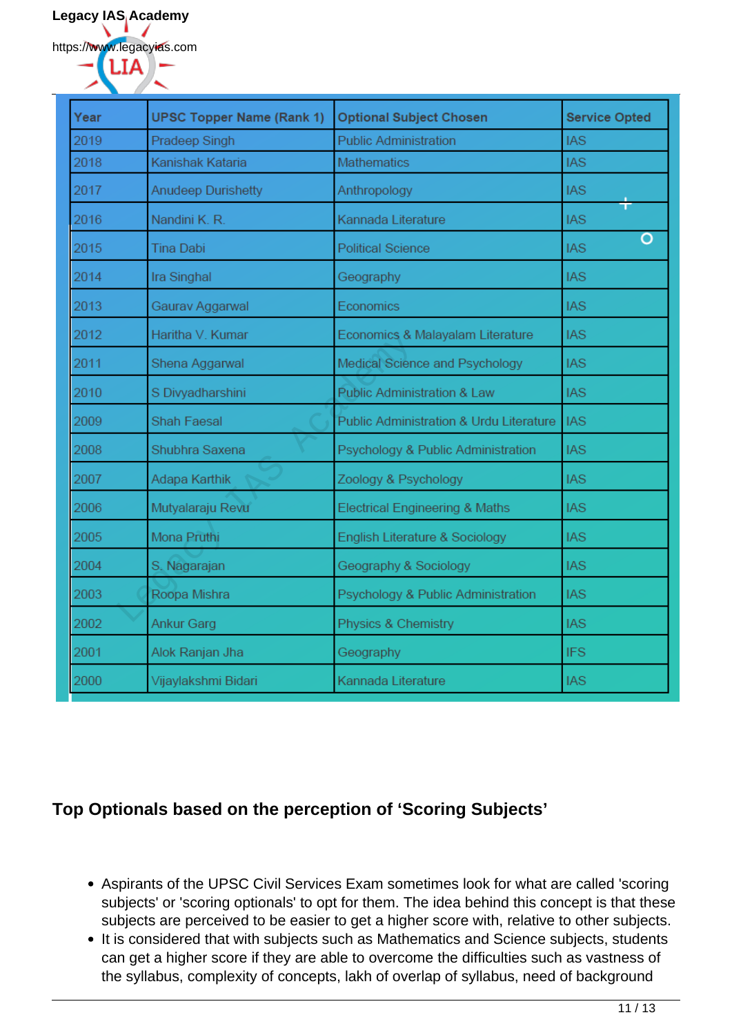| Year | UPSC Topper Name (Rank 1) | Optional Subject Chosen | Service Opted |
|---|---|---|---|
| 2019 | Pradeep Singh | Public Administration | IAS |
| 2018 | Kanishak Kataria | Mathematics | IAS |
| 2017 | Anudeep Durishetty | Anthropology | IAS |
| 2016 | Nandini K. R. | Kannada Literature | IAS |
| 2015 | Tina Dabi | Political Science | IAS |
| 2014 | Ira Singhal | Geography | IAS |
| 2013 | Gaurav Aggarwal | Economics | IAS |
| 2012 | Haritha V. Kumar | Economics & Malayalam Literature | IAS |
| 2011 | Shena Aggarwal | Medical Science and Psychology | IAS |
| 2010 | S Divyadharshini | Public Administration & Law | IAS |
| 2009 | Shah Faesal | Public Administration & Urdu Literature | IAS |
| 2008 | Shubhra Saxena | Psychology & Public Administration | IAS |
| 2007 | Adapa Karthik | Zoology & Psychology | IAS |
| 2006 | Mutyalaraju Revu | Electrical Engineering & Maths | IAS |
| 2005 | Mona Pruthi | English Literature & Sociology | IAS |
| 2004 | S. Nagarajan | Geography & Sociology | IAS |
| 2003 | Roopa Mishra | Psychology & Public Administration | IAS |
| 2002 | Ankur Garg | Physics & Chemistry | IAS |
| 2001 | Alok Ranjan Jha | Geography | IFS |
| 2000 | Vijaylakshmi Bidari | Kannada Literature | IAS |

## Top Optionals based on the perception of 'Scoring Subjects'

- Aspirants of the UPSC Civil Services Exam sometimes look for what are called 'scoring subjects' or 'scoring optionals' to opt for them. The idea behind this concept is that these subjects are perceived to be easier to get a higher score with, relative to other subjects.
- It is considered that with subjects such as Mathematics and Science subjects, students can get a higher score if they are able to overcome the difficulties such as vastness of the syllabus, complexity of concepts, lakh of overlap of syllabus, need of background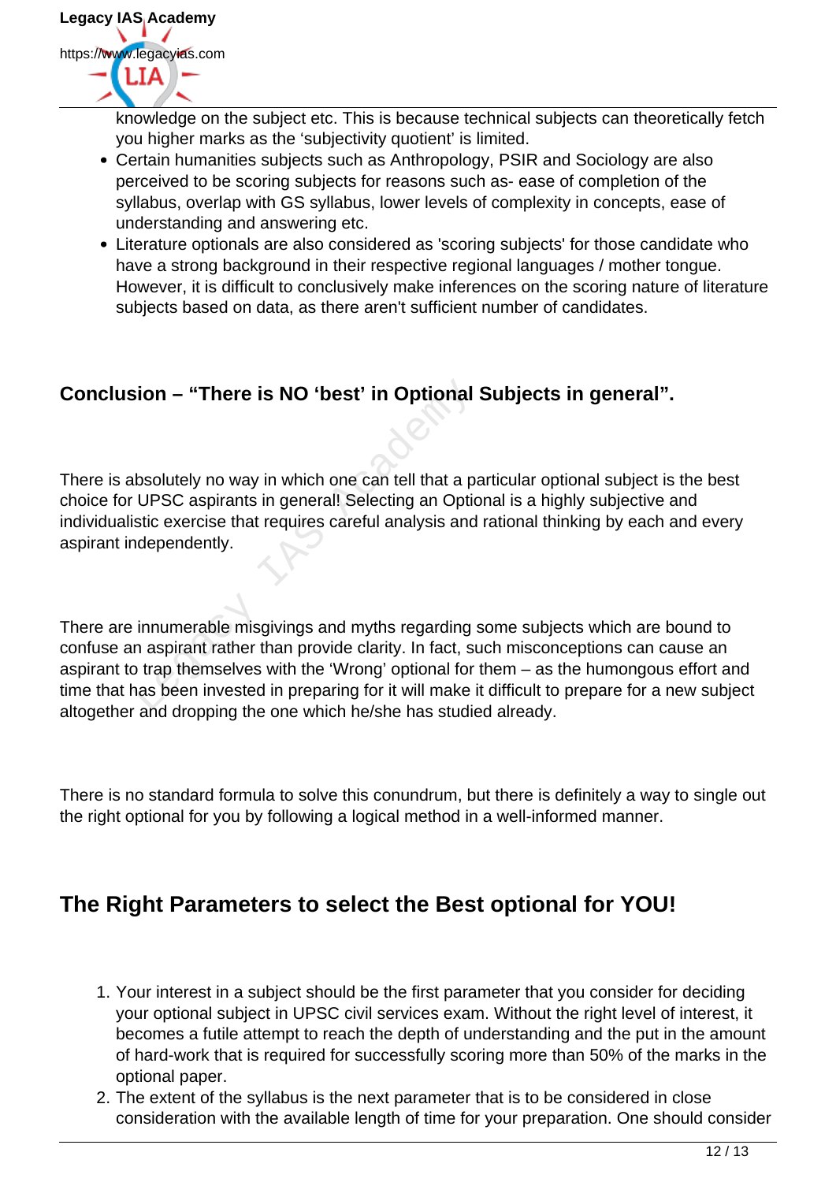knowledge on the subject etc. This is because technical subjects can theoretically fetch you higher marks as the 'subjectivity quotient' is limited.

- Certain humanities subjects such as Anthropology, PSIR and Sociology are also perceived to be scoring subjects for reasons such as- ease of completion of the syllabus, overlap with GS syllabus, lower levels of complexity in concepts, ease of understanding and answering etc.
- Literature optionals are also considered as 'scoring subjects' for those candidate who have a strong background in their respective regional languages / mother tongue. However, it is difficult to conclusively make inferences on the scoring nature of literature subjects based on data, as there aren't sufficient number of candidates.

### Conclusion – "There is NO 'best' in Optional Subjects in general".

There is absolutely no way in which one can tell that a particular optional subject is the best choice for UPSC aspirants in general! Selecting an Optional is a highly subjective and individualistic exercise that requires careful analysis and rational thinking by each and every aspirant independently.

There are innumerable misgivings and myths regarding some subjects which are bound to confuse an aspirant rather than provide clarity. In fact, such misconceptions can cause an aspirant to trap themselves with the 'Wrong' optional for them – as the humongous effort and time that has been invested in preparing for it will make it difficult to prepare for a new subject altogether and dropping the one which he/she has studied already.

There is no standard formula to solve this conundrum, but there is definitely a way to single out the right optional for you by following a logical method in a well-informed manner.

## The Right Parameters to select the Best optional for YOU!

1. Your interest in a subject should be the first parameter that you consider for deciding your optional subject in UPSC civil services exam. Without the right level of interest, it becomes a futile attempt to reach the depth of understanding and the put in the amount of hard-work that is required for successfully scoring more than 50% of the marks in the optional paper.
2. The extent of the syllabus is the next parameter that is to be considered in close consideration with the available length of time for your preparation. One should consider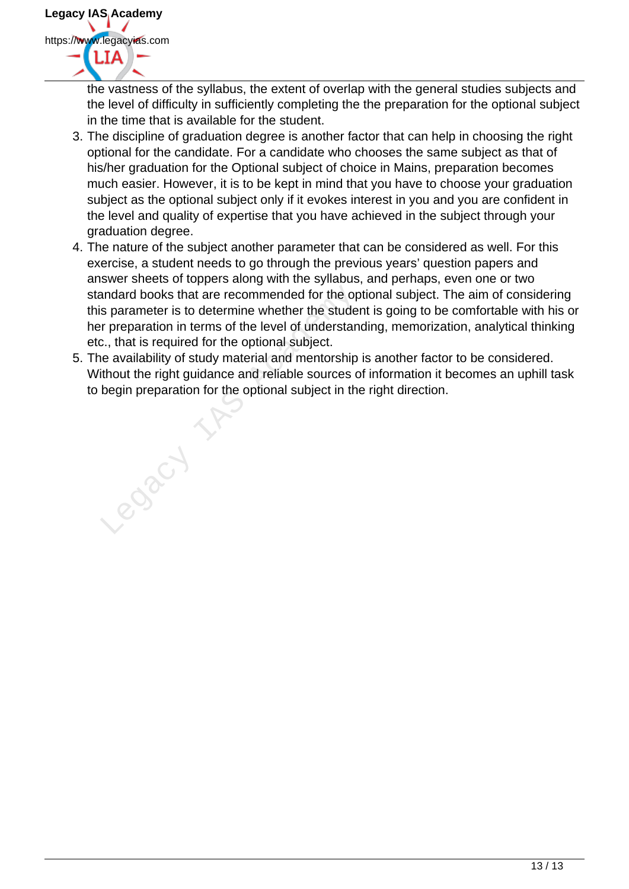the vastness of the syllabus, the extent of overlap with the general studies subjects and the level of difficulty in sufficiently completing the the preparation for the optional subject in the time that is available for the student.

3. The discipline of graduation degree is another factor that can help in choosing the right optional for the candidate. For a candidate who chooses the same subject as that of his/her graduation for the Optional subject of choice in Mains, preparation becomes much easier. However, it is to be kept in mind that you have to choose your graduation subject as the optional subject only if it evokes interest in you and you are confident in the level and quality of expertise that you have achieved in the subject through your graduation degree.
4. The nature of the subject another parameter that can be considered as well. For this exercise, a student needs to go through the previous years' question papers and answer sheets of toppers along with the syllabus, and perhaps, even one or two standard books that are recommended for the optional subject. The aim of considering this parameter is to determine whether the student is going to be comfortable with his or her preparation in terms of the level of understanding, memorization, analytical thinking etc., that is required for the optional subject.
5. The availability of study material and mentorship is another factor to be considered. Without the right guidance and reliable sources of information it becomes an uphill task to begin preparation for the optional subject in the right direction.